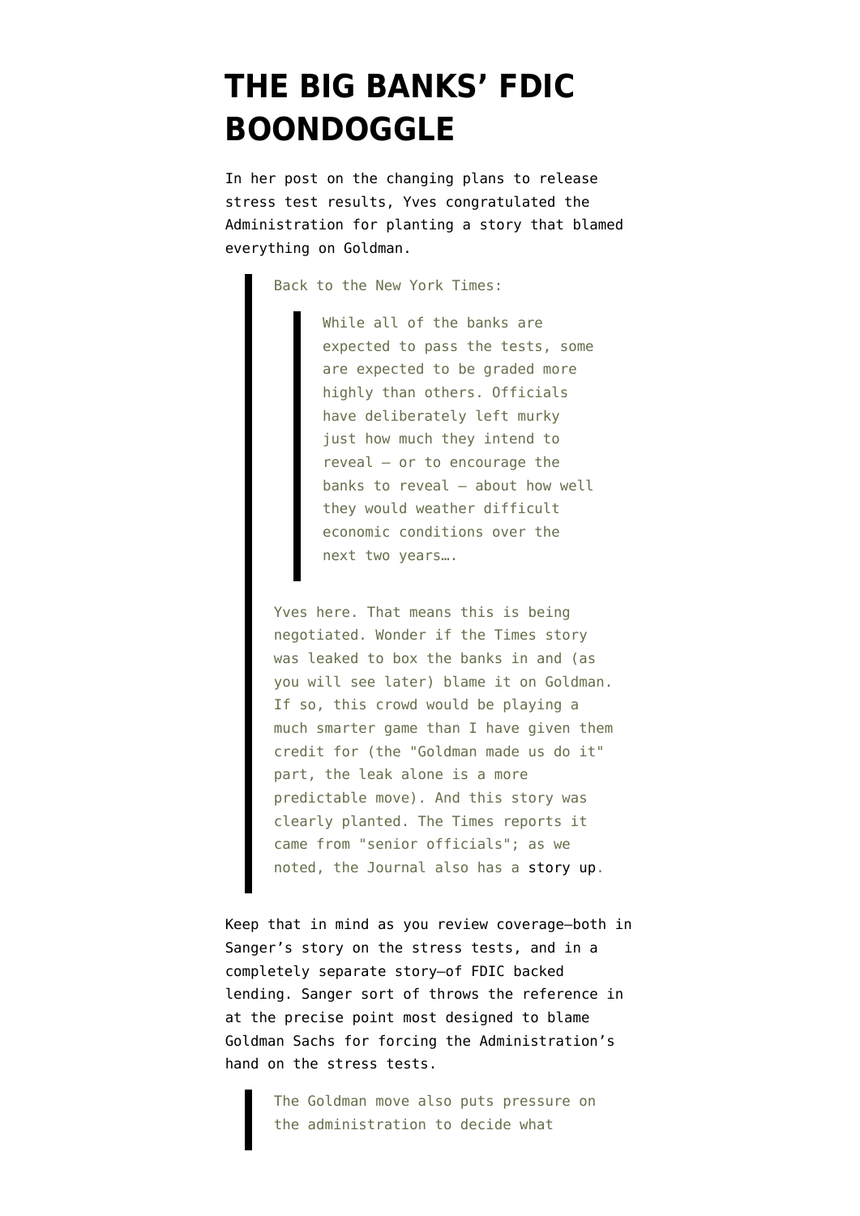# THE BIG BANKS' FDIC BOONDOGGLE

In her post on the changing plans to release stress test results, Yves congratulated the Administration for planting a story that blamed everything on Goldman.

> Back to the New York Times:
>
> > While all of the banks are expected to pass the tests, some are expected to be graded more highly than others. Officials have deliberately left murky just how much they intend to reveal — or to encourage the banks to reveal — about how well they would weather difficult economic conditions over the next two years….
>
> Yves here. That means this is being negotiated. Wonder if the Times story was leaked to box the banks in and (as you will see later) blame it on Goldman. If so, this crowd would be playing a much smarter game than I have given them credit for (the "Goldman made us do it" part, the leak alone is a more predictable move). And this story was clearly planted. The Times reports it came from "senior officials"; as we noted, the Journal also has a story up.

Keep that in mind as you review coverage—both in Sanger's story on the stress tests, and in a completely separate story—of FDIC backed lending. Sanger sort of throws the reference in at the precise point most designed to blame Goldman Sachs for forcing the Administration's hand on the stress tests.

> The Goldman move also puts pressure on the administration to decide what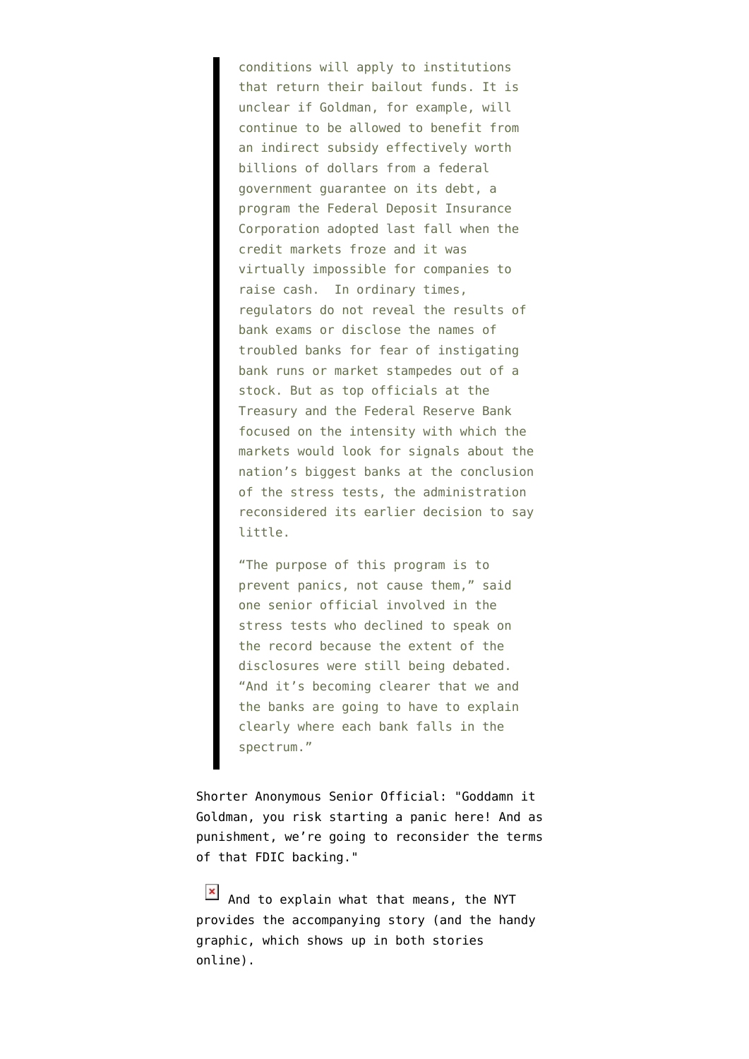> conditions will apply to institutions that return their bailout funds. It is unclear if Goldman, for example, will continue to be allowed to benefit from an indirect subsidy effectively worth billions of dollars from a federal government guarantee on its debt, a program the Federal Deposit Insurance Corporation adopted last fall when the credit markets froze and it was virtually impossible for companies to raise cash.  In ordinary times, regulators do not reveal the results of bank exams or disclose the names of troubled banks for fear of instigating bank runs or market stampedes out of a stock. But as top officials at the Treasury and the Federal Reserve Bank focused on the intensity with which the markets would look for signals about the nation's biggest banks at the conclusion of the stress tests, the administration reconsidered its earlier decision to say little.
>
> "The purpose of this program is to prevent panics, not cause them," said one senior official involved in the stress tests who declined to speak on the record because the extent of the disclosures were still being debated. "And it's becoming clearer that we and the banks are going to have to explain clearly where each bank falls in the spectrum."

Shorter Anonymous Senior Official: "Goddamn it Goldman, you risk starting a panic here! And as punishment, we're going to reconsider the terms of that FDIC backing."

And to explain what that means, the NYT provides the accompanying story (and the handy graphic, which shows up in both stories online).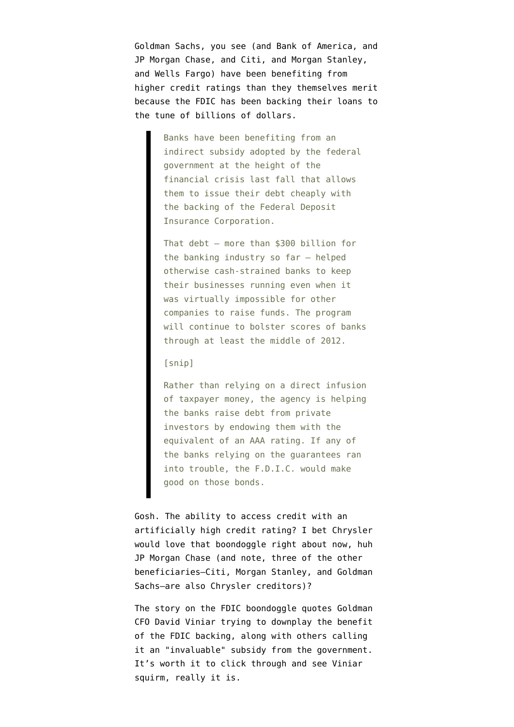Goldman Sachs, you see (and Bank of America, and JP Morgan Chase, and Citi, and Morgan Stanley, and Wells Fargo) have been benefiting from higher credit ratings than they themselves merit because the FDIC has been backing their loans to the tune of billions of dollars.

> Banks have been benefiting from an indirect subsidy adopted by the federal government at the height of the financial crisis last fall that allows them to issue their debt cheaply with the backing of the Federal Deposit Insurance Corporation.
>
> That debt — more than $300 billion for the banking industry so far — helped otherwise cash-strained banks to keep their businesses running even when it was virtually impossible for other companies to raise funds. The program will continue to bolster scores of banks through at least the middle of 2012.
>
> [snip]
>
> Rather than relying on a direct infusion of taxpayer money, the agency is helping the banks raise debt from private investors by endowing them with the equivalent of an AAA rating. If any of the banks relying on the guarantees ran into trouble, the F.D.I.C. would make good on those bonds.

Gosh. The ability to access credit with an artificially high credit rating? I bet Chrysler would love that boondoggle right about now, huh JP Morgan Chase (and note, three of the other beneficiaries–Citi, Morgan Stanley, and Goldman Sachs–are also Chrysler creditors)?

The story on the FDIC boondoggle quotes Goldman CFO David Viniar trying to downplay the benefit of the FDIC backing, along with others calling it an "invaluable" subsidy from the government. It's worth it to click through and see Viniar squirm, really it is.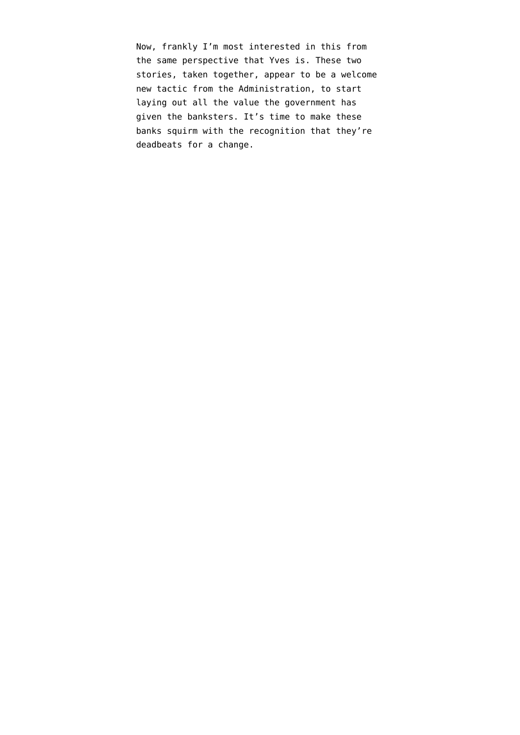Now, frankly I'm most interested in this from the same perspective that Yves is. These two stories, taken together, appear to be a welcome new tactic from the Administration, to start laying out all the value the government has given the banksters. It's time to make these banks squirm with the recognition that they're deadbeats for a change.